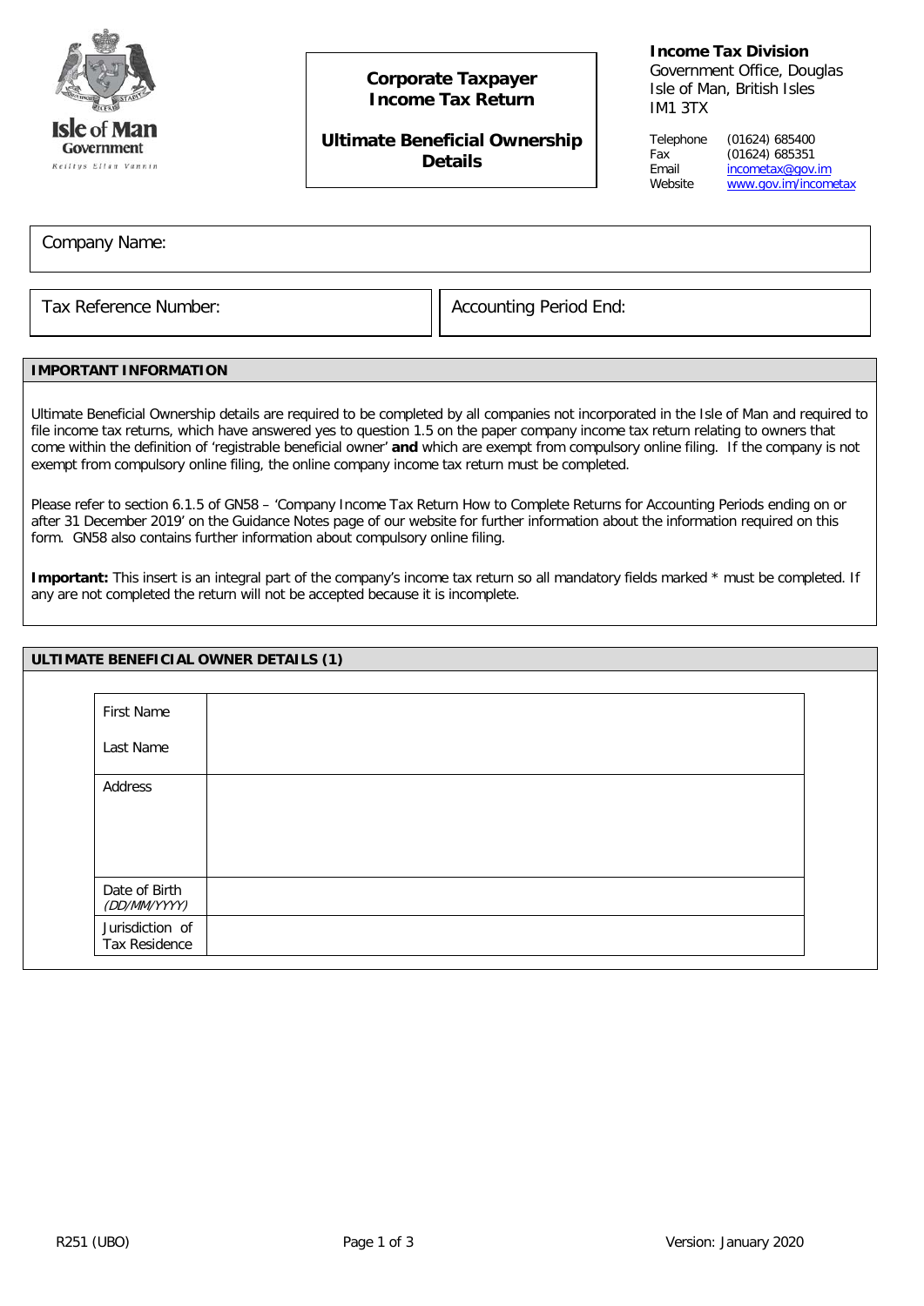**Income Tax Division**
Government Office, Douglas
Isle of Man, British Isles
IM1 3TX

| | |
|---|---|
| Telephone | (01624) 685400 |
| Fax | (01624) 685351 |
| Email | incometax@gov.im |
| Website | www.gov.im/incometax |

# Corporate Taxpayer Income Tax Return

# Ultimate Beneficial Ownership Details

| Company Name: | |
|---|---|
| Tax Reference Number: | Accounting Period End: |

## IMPORTANT INFORMATION

Ultimate Beneficial Ownership details are required to be completed by all companies not incorporated in the Isle of Man and required to file income tax returns, which have answered yes to question 1.5 on the paper company income tax return relating to owners that come within the definition of 'registrable beneficial owner' **and** which are exempt from compulsory online filing. If the company is not exempt from compulsory online filing, the online company income tax return must be completed.

Please refer to section 6.1.5 of GN58 – 'Company Income Tax Return How to Complete Returns for Accounting Periods ending on or after 31 December 2019' on the Guidance Notes page of our website for further information about the information required on this form. GN58 also contains further information about compulsory online filing.

**Important:** This insert is an integral part of the company's income tax return so all mandatory fields marked * must be completed. If any are not completed the return will not be accepted because it is incomplete.

## ULTIMATE BENEFICIAL OWNER DETAILS (1)

| | |
|---|---|
| First Name<br>Last Name | |
| Address | |
| Date of Birth *(DD/MM/YYYY)* | |
| Jurisdiction of Tax Residence | |

R251 (UBO) Version: January 2020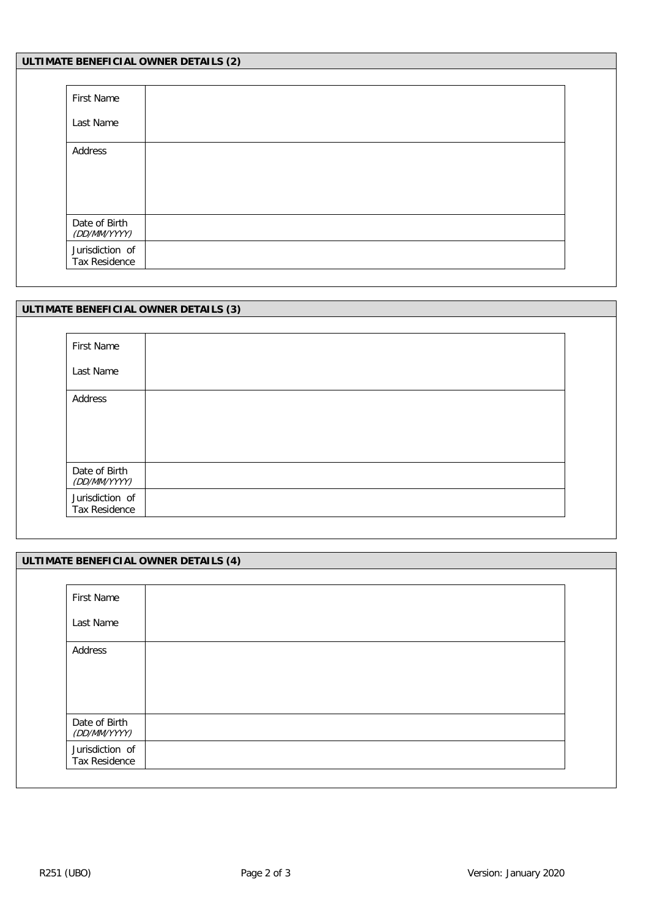## ULTIMATE BENEFICIAL OWNER DETAILS (2)

| | |
|---|---|
| First Name<br><br>Last Name | |
| Address | |
| Date of Birth *(DD/MM/YYYY)* | |
| Jurisdiction of Tax Residence | |

## ULTIMATE BENEFICIAL OWNER DETAILS (3)

| | |
|---|---|
| First Name<br><br>Last Name | |
| Address | |
| Date of Birth *(DD/MM/YYYY)* | |
| Jurisdiction of Tax Residence | |

## ULTIMATE BENEFICIAL OWNER DETAILS (4)

| | |
|---|---|
| First Name<br><br>Last Name | |
| Address | |
| Date of Birth *(DD/MM/YYYY)* | |
| Jurisdiction of Tax Residence | |

R251 (UBO) Version: January 2020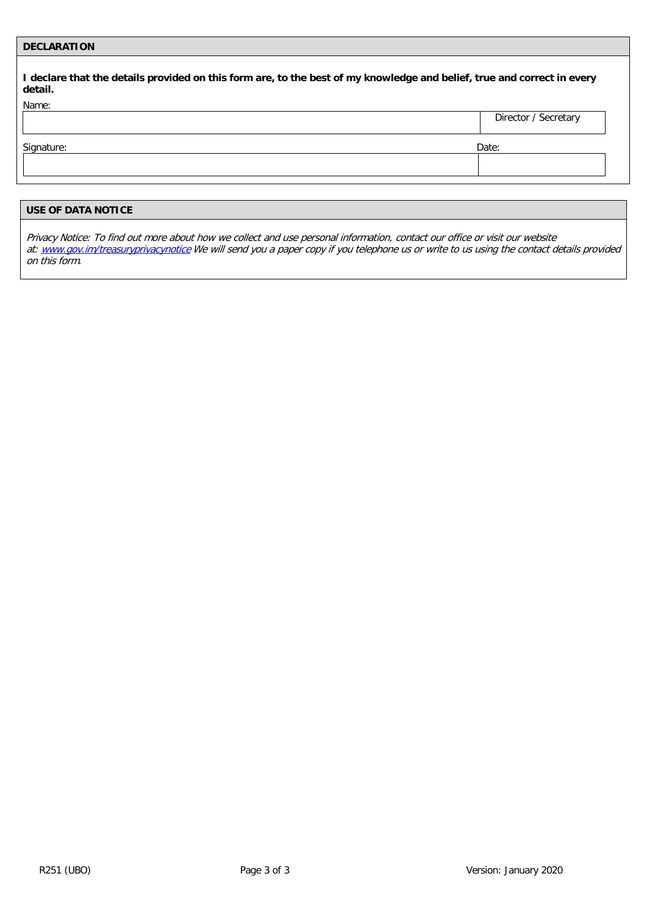## DECLARATION

**I declare that the details provided on this form are, to the best of my knowledge and belief, true and correct in every detail.**

| Name: | |
|---|---|
| | Director / Secretary |

| Signature: | Date: |
|---|---|
| | |

## USE OF DATA NOTICE

*Privacy Notice: To find out more about how we collect and use personal information, contact our office or visit our website at: [www.gov.im/treasuryprivacynotice](www.gov.im/treasuryprivacynotice) We will send you a paper copy if you telephone us or write to us using the contact details provided on this form.*

R251 (UBO)

Version: January 2020